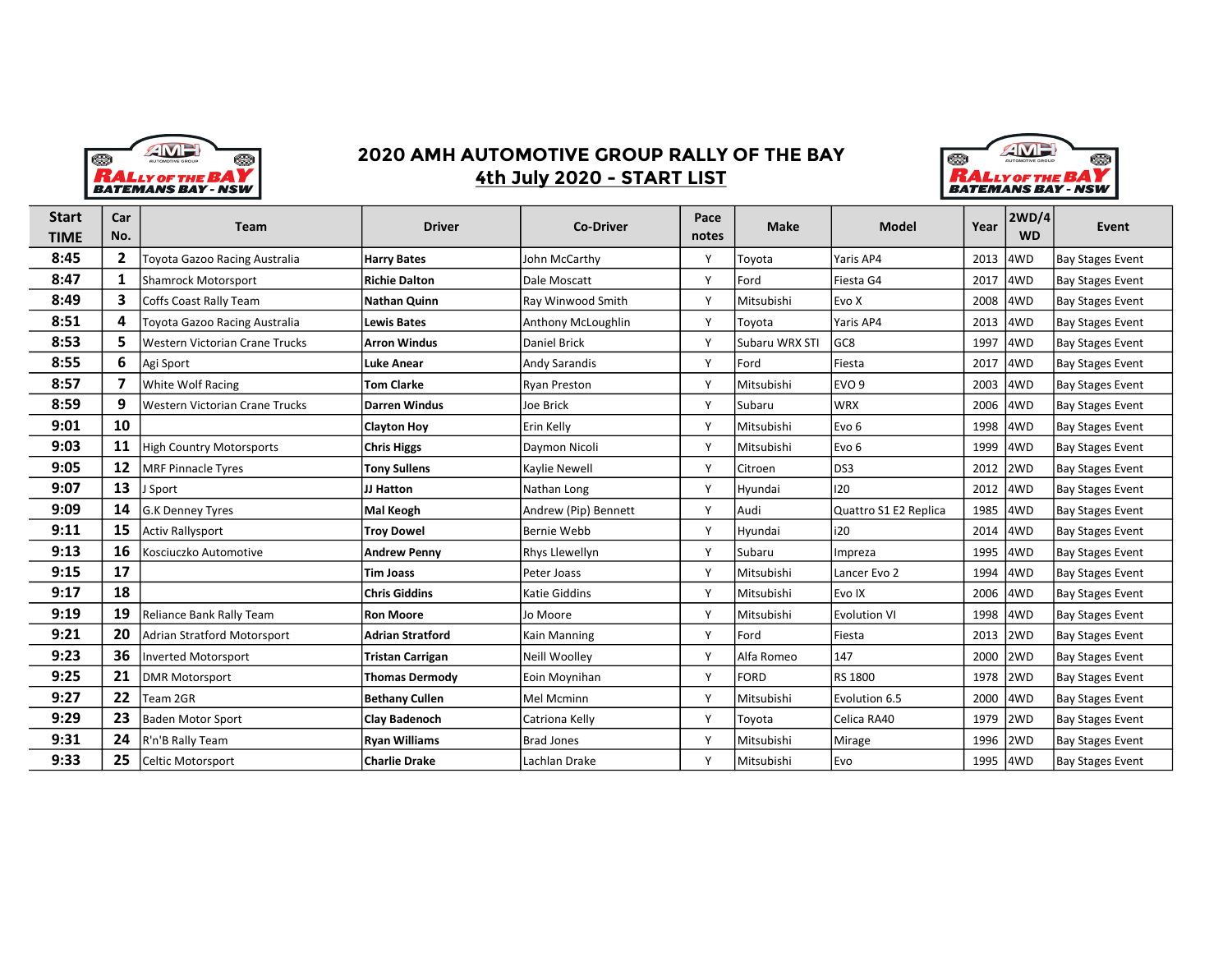# 2020 AMH AUTOMOTIVE GROUP RALLY OF THE BAY

## 4th July 2020 - START LIST

| Start TIME | Car No. | Team | Driver | Co-Driver | Pace notes | Make | Model | Year | 2WD/4WD | Event |
|---|---|---|---|---|---|---|---|---|---|---|
| 8:45 | 2 | Toyota Gazoo Racing Australia | **Harry Bates** | John McCarthy | Y | Toyota | Yaris AP4 | 2013 | 4WD | Bay Stages Event |
| 8:47 | 1 | Shamrock Motorsport | **Richie Dalton** | Dale Moscatt | Y | Ford | Fiesta G4 | 2017 | 4WD | Bay Stages Event |
| 8:49 | 3 | Coffs Coast Rally Team | **Nathan Quinn** | Ray Winwood Smith | Y | Mitsubishi | Evo X | 2008 | 4WD | Bay Stages Event |
| 8:51 | 4 | Toyota Gazoo Racing Australia | **Lewis Bates** | Anthony McLoughlin | Y | Toyota | Yaris AP4 | 2013 | 4WD | Bay Stages Event |
| 8:53 | 5 | Western Victorian Crane Trucks | **Arron Windus** | Daniel Brick | Y | Subaru WRX STI | GC8 | 1997 | 4WD | Bay Stages Event |
| 8:55 | 6 | Agi Sport | **Luke Anear** | Andy Sarandis | Y | Ford | Fiesta | 2017 | 4WD | Bay Stages Event |
| 8:57 | 7 | White Wolf Racing | **Tom Clarke** | Ryan Preston | Y | Mitsubishi | EVO 9 | 2003 | 4WD | Bay Stages Event |
| 8:59 | 9 | Western Victorian Crane Trucks | **Darren Windus** | Joe Brick | Y | Subaru | WRX | 2006 | 4WD | Bay Stages Event |
| 9:01 | 10 | | **Clayton Hoy** | Erin Kelly | Y | Mitsubishi | Evo 6 | 1998 | 4WD | Bay Stages Event |
| 9:03 | 11 | High Country Motorsports | **Chris Higgs** | Daymon Nicoli | Y | Mitsubishi | Evo 6 | 1999 | 4WD | Bay Stages Event |
| 9:05 | 12 | MRF Pinnacle Tyres | **Tony Sullens** | Kaylie Newell | Y | Citroen | DS3 | 2012 | 2WD | Bay Stages Event |
| 9:07 | 13 | J Sport | **JJ Hatton** | Nathan Long | Y | Hyundai | I20 | 2012 | 4WD | Bay Stages Event |
| 9:09 | 14 | G.K Denney Tyres | **Mal Keogh** | Andrew (Pip) Bennett | Y | Audi | Quattro S1 E2 Replica | 1985 | 4WD | Bay Stages Event |
| 9:11 | 15 | Activ Rallysport | **Troy Dowel** | Bernie Webb | Y | Hyundai | i20 | 2014 | 4WD | Bay Stages Event |
| 9:13 | 16 | Kosciuczko Automotive | **Andrew Penny** | Rhys Llewellyn | Y | Subaru | Impreza | 1995 | 4WD | Bay Stages Event |
| 9:15 | 17 | | **Tim Joass** | Peter Joass | Y | Mitsubishi | Lancer Evo 2 | 1994 | 4WD | Bay Stages Event |
| 9:17 | 18 | | **Chris Giddins** | Katie Giddins | Y | Mitsubishi | Evo IX | 2006 | 4WD | Bay Stages Event |
| 9:19 | 19 | Reliance Bank Rally Team | **Ron Moore** | Jo Moore | Y | Mitsubishi | Evolution VI | 1998 | 4WD | Bay Stages Event |
| 9:21 | 20 | Adrian Stratford Motorsport | **Adrian Stratford** | Kain Manning | Y | Ford | Fiesta | 2013 | 2WD | Bay Stages Event |
| 9:23 | 36 | Inverted Motorsport | **Tristan Carrigan** | Neill Woolley | Y | Alfa Romeo | 147 | 2000 | 2WD | Bay Stages Event |
| 9:25 | 21 | DMR Motorsport | **Thomas Dermody** | Eoin Moynihan | Y | FORD | RS 1800 | 1978 | 2WD | Bay Stages Event |
| 9:27 | 22 | Team 2GR | **Bethany Cullen** | Mel Mcminn | Y | Mitsubishi | Evolution 6.5 | 2000 | 4WD | Bay Stages Event |
| 9:29 | 23 | Baden Motor Sport | **Clay Badenoch** | Catriona Kelly | Y | Toyota | Celica RA40 | 1979 | 2WD | Bay Stages Event |
| 9:31 | 24 | R'n'B Rally Team | **Ryan Williams** | Brad Jones | Y | Mitsubishi | Mirage | 1996 | 2WD | Bay Stages Event |
| 9:33 | 25 | Celtic Motorsport | **Charlie Drake** | Lachlan Drake | Y | Mitsubishi | Evo | 1995 | 4WD | Bay Stages Event |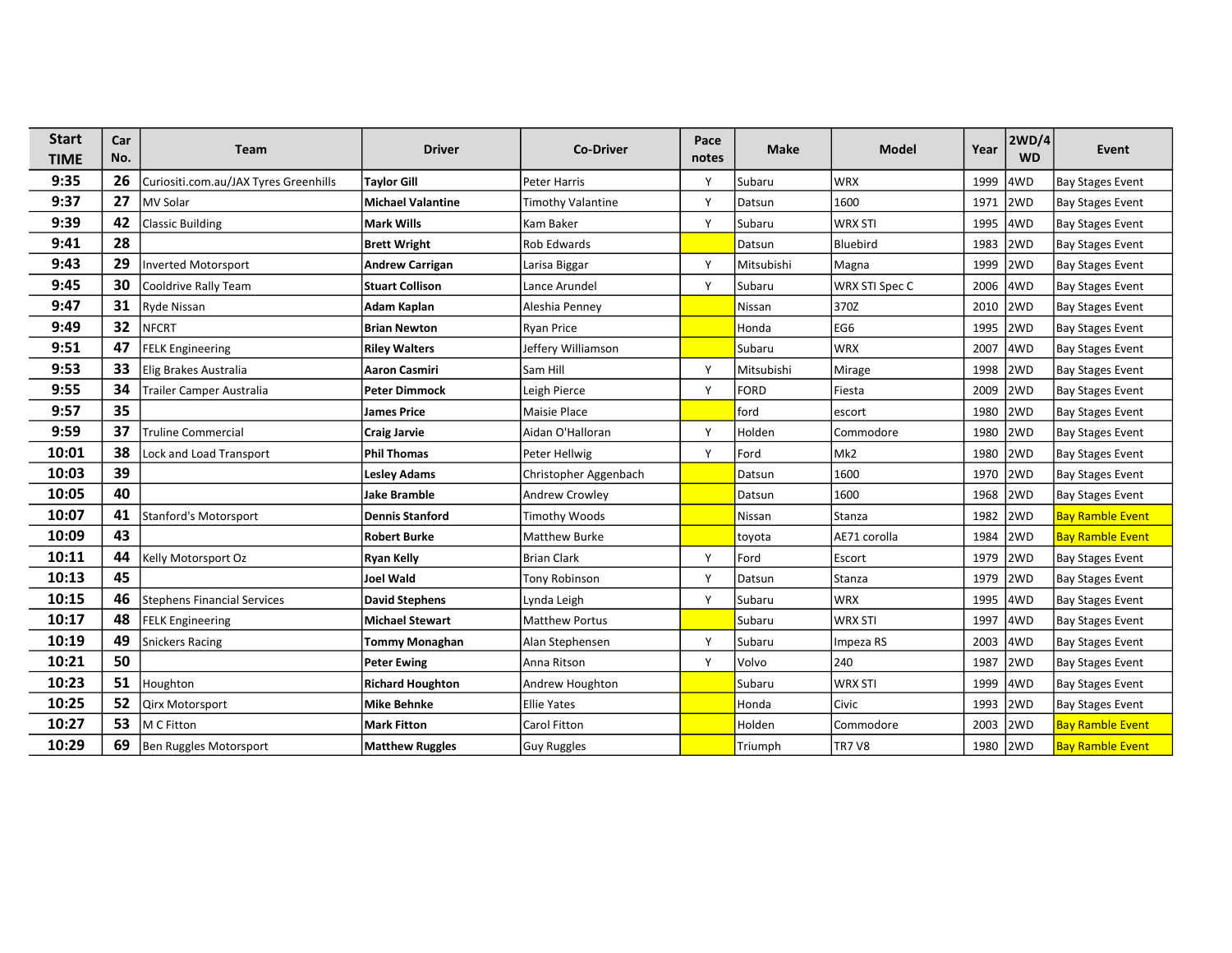| Start TIME | Car No. | Team | Driver | Co-Driver | Pace notes | Make | Model | Year | 2WD/4WD | Event |
|---|---|---|---|---|---|---|---|---|---|---|
| 9:35 | 26 | Curiositi.com.au/JAX Tyres Greenhills | **Taylor Gill** | Peter Harris | Y | Subaru | WRX | 1999 | 4WD | Bay Stages Event |
| 9:37 | 27 | MV Solar | **Michael Valantine** | Timothy Valantine | Y | Datsun | 1600 | 1971 | 2WD | Bay Stages Event |
| 9:39 | 42 | Classic Building | **Mark Wills** | Kam Baker | Y | Subaru | WRX STI | 1995 | 4WD | Bay Stages Event |
| 9:41 | 28 | | **Brett Wright** | Rob Edwards | | Datsun | Bluebird | 1983 | 2WD | Bay Stages Event |
| 9:43 | 29 | Inverted Motorsport | **Andrew Carrigan** | Larisa Biggar | Y | Mitsubishi | Magna | 1999 | 2WD | Bay Stages Event |
| 9:45 | 30 | Cooldrive Rally Team | **Stuart Collison** | Lance Arundel | Y | Subaru | WRX STI Spec C | 2006 | 4WD | Bay Stages Event |
| 9:47 | 31 | Ryde Nissan | **Adam Kaplan** | Aleshia Penney | | Nissan | 370Z | 2010 | 2WD | Bay Stages Event |
| 9:49 | 32 | NFCRT | **Brian Newton** | Ryan Price | | Honda | EG6 | 1995 | 2WD | Bay Stages Event |
| 9:51 | 47 | FELK Engineering | **Riley Walters** | Jeffery Williamson | | Subaru | WRX | 2007 | 4WD | Bay Stages Event |
| 9:53 | 33 | Elig Brakes Australia | **Aaron Casmiri** | Sam Hill | Y | Mitsubishi | Mirage | 1998 | 2WD | Bay Stages Event |
| 9:55 | 34 | Trailer Camper Australia | **Peter Dimmock** | Leigh Pierce | Y | FORD | Fiesta | 2009 | 2WD | Bay Stages Event |
| 9:57 | 35 | | **James Price** | Maisie Place | | ford | escort | 1980 | 2WD | Bay Stages Event |
| 9:59 | 37 | Truline Commercial | **Craig Jarvie** | Aidan O'Halloran | Y | Holden | Commodore | 1980 | 2WD | Bay Stages Event |
| 10:01 | 38 | Lock and Load Transport | **Phil Thomas** | Peter Hellwig | Y | Ford | Mk2 | 1980 | 2WD | Bay Stages Event |
| 10:03 | 39 | | **Lesley Adams** | Christopher Aggenbach | | Datsun | 1600 | 1970 | 2WD | Bay Stages Event |
| 10:05 | 40 | | **Jake Bramble** | Andrew Crowley | | Datsun | 1600 | 1968 | 2WD | Bay Stages Event |
| 10:07 | 41 | Stanford's Motorsport | **Dennis Stanford** | Timothy Woods | | Nissan | Stanza | 1982 | 2WD | Bay Ramble Event |
| 10:09 | 43 | | **Robert Burke** | Matthew Burke | | toyota | AE71 corolla | 1984 | 2WD | Bay Ramble Event |
| 10:11 | 44 | Kelly Motorsport Oz | **Ryan Kelly** | Brian Clark | Y | Ford | Escort | 1979 | 2WD | Bay Stages Event |
| 10:13 | 45 | | **Joel Wald** | Tony Robinson | Y | Datsun | Stanza | 1979 | 2WD | Bay Stages Event |
| 10:15 | 46 | Stephens Financial Services | **David Stephens** | Lynda Leigh | Y | Subaru | WRX | 1995 | 4WD | Bay Stages Event |
| 10:17 | 48 | FELK Engineering | **Michael Stewart** | Matthew Portus | | Subaru | WRX STI | 1997 | 4WD | Bay Stages Event |
| 10:19 | 49 | Snickers Racing | **Tommy Monaghan** | Alan Stephensen | Y | Subaru | Impeza RS | 2003 | 4WD | Bay Stages Event |
| 10:21 | 50 | | **Peter Ewing** | Anna Ritson | Y | Volvo | 240 | 1987 | 2WD | Bay Stages Event |
| 10:23 | 51 | Houghton | **Richard Houghton** | Andrew Houghton | | Subaru | WRX STI | 1999 | 4WD | Bay Stages Event |
| 10:25 | 52 | Qirx Motorsport | **Mike Behnke** | Ellie Yates | | Honda | Civic | 1993 | 2WD | Bay Stages Event |
| 10:27 | 53 | M C Fitton | **Mark Fitton** | Carol Fitton | | Holden | Commodore | 2003 | 2WD | Bay Ramble Event |
| 10:29 | 69 | Ben Ruggles Motorsport | **Matthew Ruggles** | Guy Ruggles | | Triumph | TR7 V8 | 1980 | 2WD | Bay Ramble Event |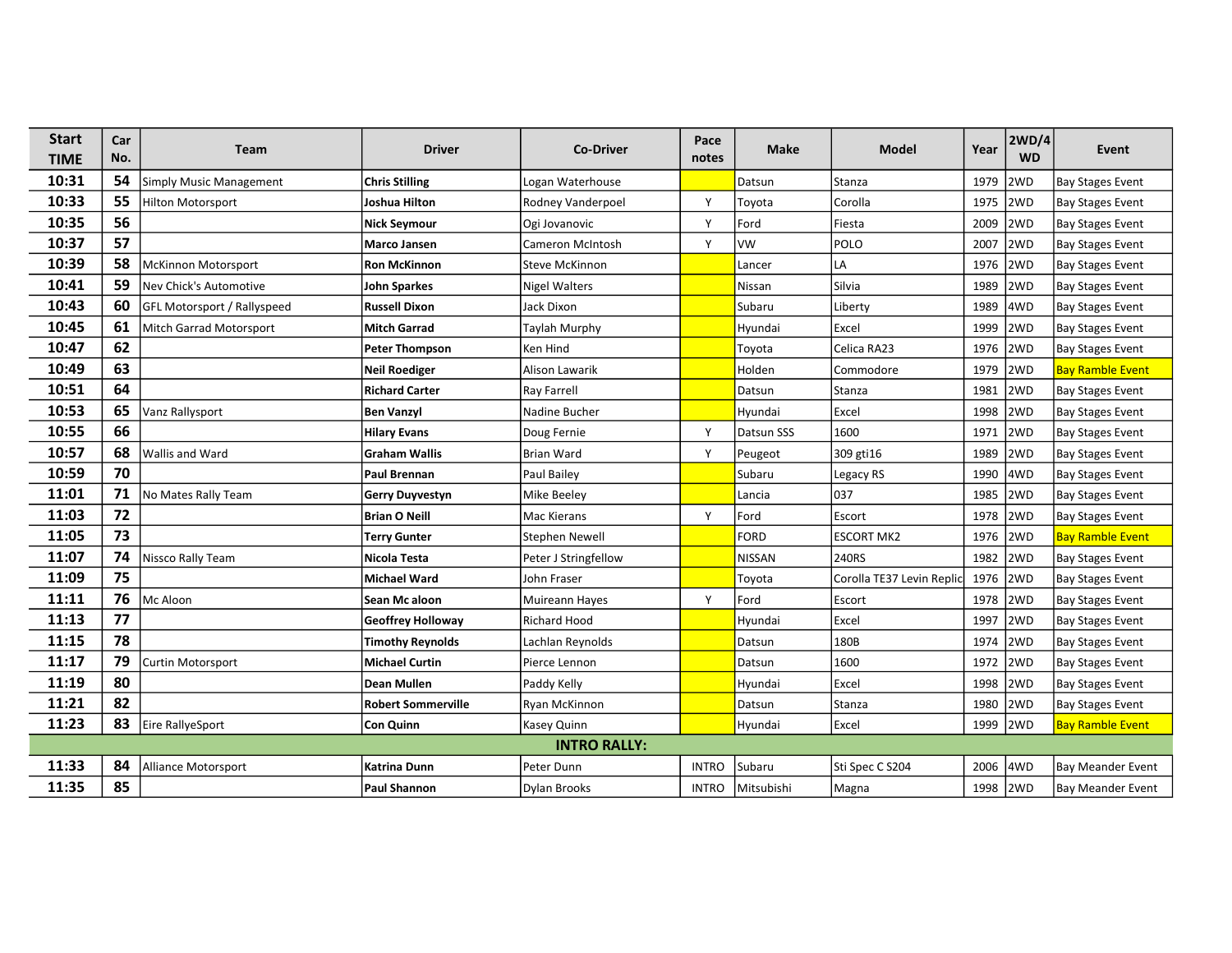| Start TIME | Car No. | Team | Driver | Co-Driver | Pace notes | Make | Model | Year | 2WD/4WD | Event |
|---|---|---|---|---|---|---|---|---|---|---|
| 10:31 | 54 | Simply Music Management | **Chris Stilling** | Logan Waterhouse | | Datsun | Stanza | 1979 | 2WD | Bay Stages Event |
| 10:33 | 55 | Hilton Motorsport | **Joshua Hilton** | Rodney Vanderpoel | Y | Toyota | Corolla | 1975 | 2WD | Bay Stages Event |
| 10:35 | 56 | | **Nick Seymour** | Ogi Jovanovic | Y | Ford | Fiesta | 2009 | 2WD | Bay Stages Event |
| 10:37 | 57 | | **Marco Jansen** | Cameron McIntosh | Y | VW | POLO | 2007 | 2WD | Bay Stages Event |
| 10:39 | 58 | McKinnon Motorsport | **Ron McKinnon** | Steve McKinnon | | Lancer | LA | 1976 | 2WD | Bay Stages Event |
| 10:41 | 59 | Nev Chick's Automotive | **John Sparkes** | Nigel Walters | | Nissan | Silvia | 1989 | 2WD | Bay Stages Event |
| 10:43 | 60 | GFL Motorsport / Rallyspeed | **Russell Dixon** | Jack Dixon | | Subaru | Liberty | 1989 | 4WD | Bay Stages Event |
| 10:45 | 61 | Mitch Garrad Motorsport | **Mitch Garrad** | Taylah Murphy | | Hyundai | Excel | 1999 | 2WD | Bay Stages Event |
| 10:47 | 62 | | **Peter Thompson** | Ken Hind | | Toyota | Celica RA23 | 1976 | 2WD | Bay Stages Event |
| 10:49 | 63 | | **Neil Roediger** | Alison Lawarik | | Holden | Commodore | 1979 | 2WD | Bay Ramble Event |
| 10:51 | 64 | | **Richard Carter** | Ray Farrell | | Datsun | Stanza | 1981 | 2WD | Bay Stages Event |
| 10:53 | 65 | Vanz Rallysport | **Ben Vanzyl** | Nadine Bucher | | Hyundai | Excel | 1998 | 2WD | Bay Stages Event |
| 10:55 | 66 | | **Hilary Evans** | Doug Fernie | Y | Datsun SSS | 1600 | 1971 | 2WD | Bay Stages Event |
| 10:57 | 68 | Wallis and Ward | **Graham Wallis** | Brian Ward | Y | Peugeot | 309 gti16 | 1989 | 2WD | Bay Stages Event |
| 10:59 | 70 | | **Paul Brennan** | Paul Bailey | | Subaru | Legacy RS | 1990 | 4WD | Bay Stages Event |
| 11:01 | 71 | No Mates Rally Team | **Gerry Duyvestyn** | Mike Beeley | | Lancia | 037 | 1985 | 2WD | Bay Stages Event |
| 11:03 | 72 | | **Brian O Neill** | Mac Kierans | Y | Ford | Escort | 1978 | 2WD | Bay Stages Event |
| 11:05 | 73 | | **Terry Gunter** | Stephen Newell | | FORD | ESCORT MK2 | 1976 | 2WD | Bay Ramble Event |
| 11:07 | 74 | Nissco Rally Team | **Nicola Testa** | Peter J Stringfellow | | NISSAN | 240RS | 1982 | 2WD | Bay Stages Event |
| 11:09 | 75 | | **Michael Ward** | John Fraser | | Toyota | Corolla TE37 Levin Replic | 1976 | 2WD | Bay Stages Event |
| 11:11 | 76 | Mc Aloon | **Sean Mc aloon** | Muireann Hayes | Y | Ford | Escort | 1978 | 2WD | Bay Stages Event |
| 11:13 | 77 | | **Geoffrey Holloway** | Richard Hood | | Hyundai | Excel | 1997 | 2WD | Bay Stages Event |
| 11:15 | 78 | | **Timothy Reynolds** | Lachlan Reynolds | | Datsun | 180B | 1974 | 2WD | Bay Stages Event |
| 11:17 | 79 | Curtin Motorsport | **Michael Curtin** | Pierce Lennon | | Datsun | 1600 | 1972 | 2WD | Bay Stages Event |
| 11:19 | 80 | | **Dean Mullen** | Paddy Kelly | | Hyundai | Excel | 1998 | 2WD | Bay Stages Event |
| 11:21 | 82 | | **Robert Sommerville** | Ryan McKinnon | | Datsun | Stanza | 1980 | 2WD | Bay Stages Event |
| 11:23 | 83 | Eire RallyeSport | **Con Quinn** | Kasey Quinn | | Hyundai | Excel | 1999 | 2WD | Bay Ramble Event |
| | | | | **INTRO RALLY:** | | | | | | |
| 11:33 | 84 | Alliance Motorsport | **Katrina Dunn** | Peter Dunn | INTRO | Subaru | Sti Spec C S204 | 2006 | 4WD | Bay Meander Event |
| 11:35 | 85 | | **Paul Shannon** | Dylan Brooks | INTRO | Mitsubishi | Magna | 1998 | 2WD | Bay Meander Event |